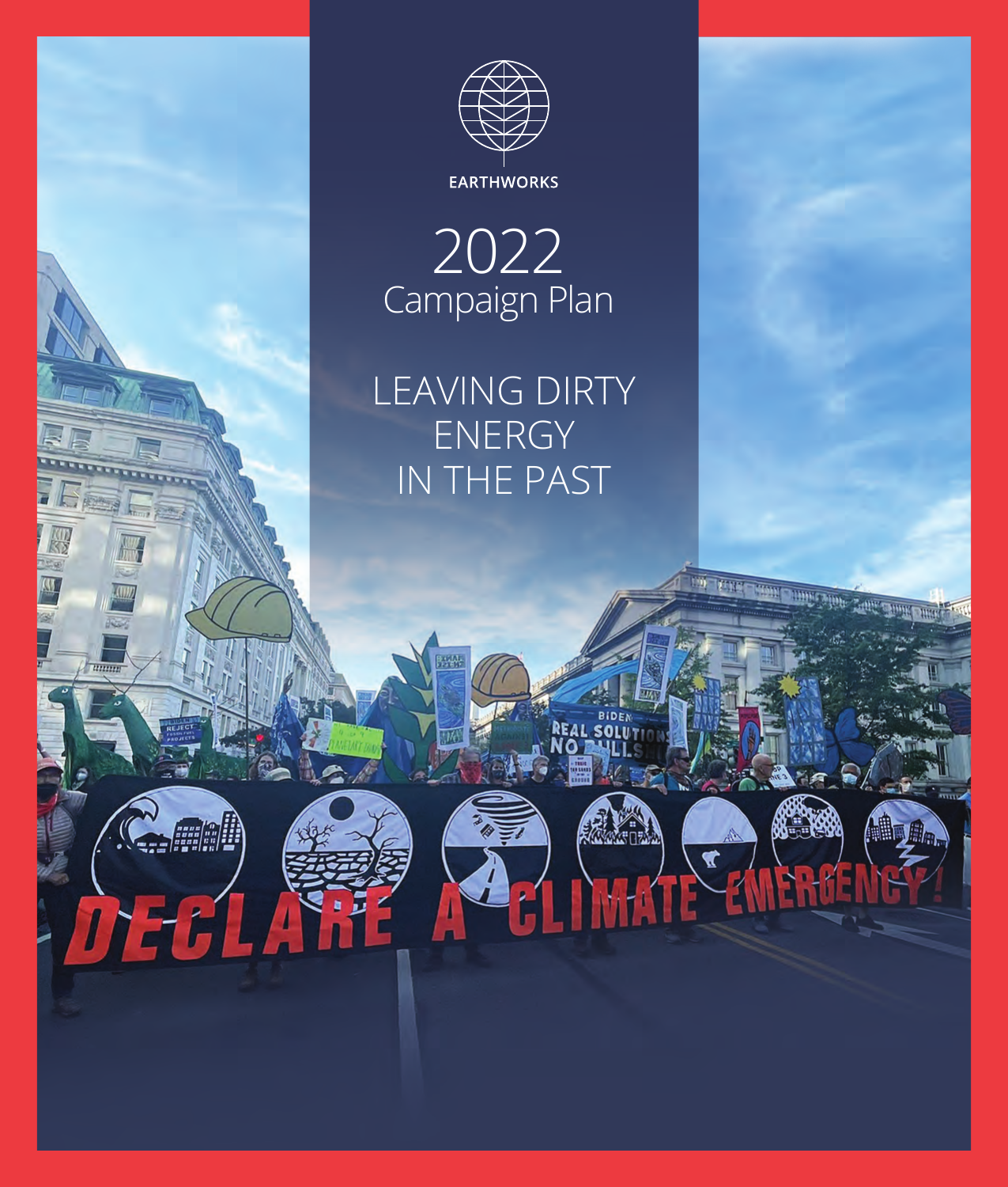EARTHWORKS

# 2022
## Campaign Plan

## LEAVING DIRTY ENERGY IN THE PAST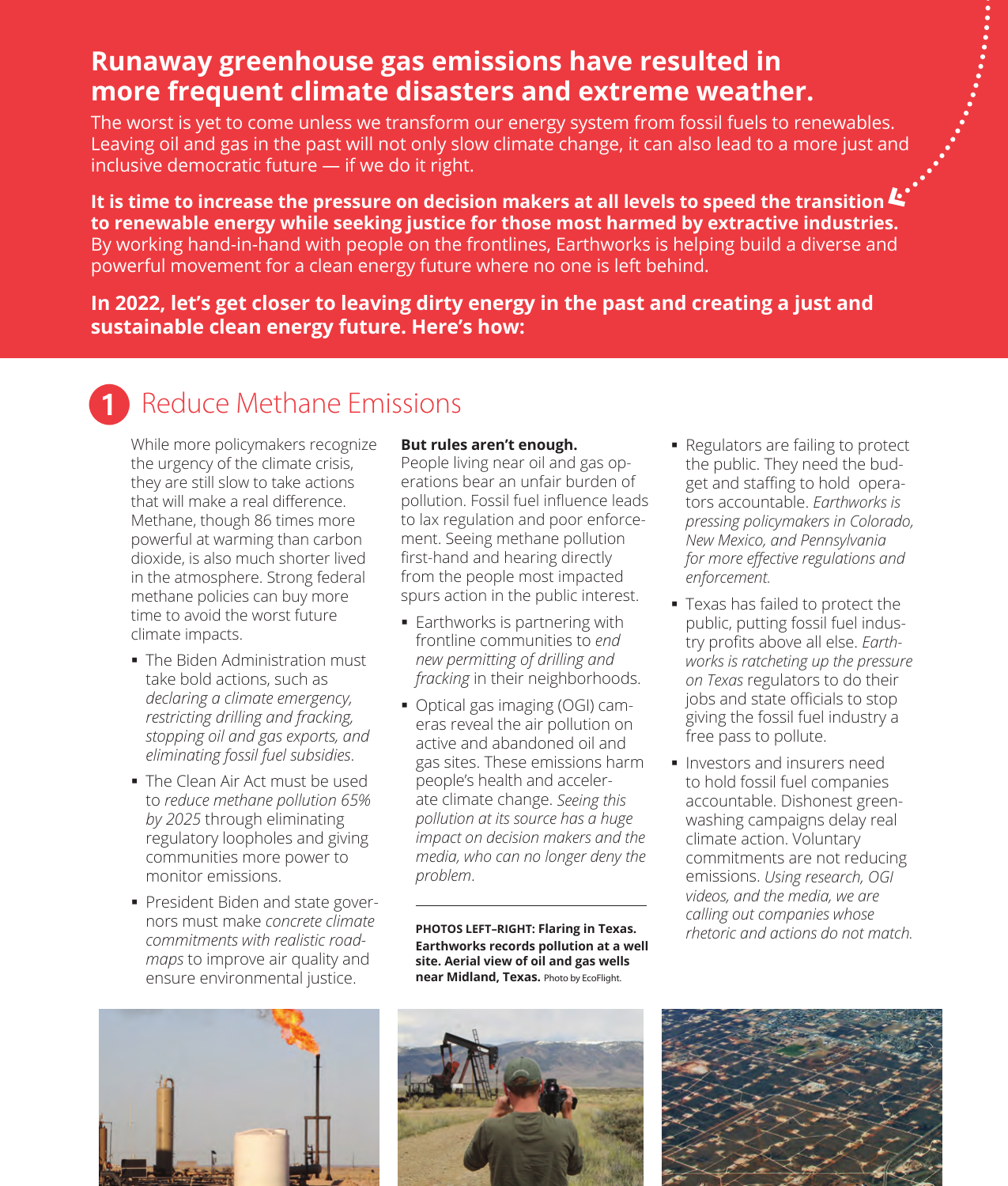# Runaway greenhouse gas emissions have resulted in more frequent climate disasters and extreme weather.

The worst is yet to come unless we transform our energy system from fossil fuels to renewables. Leaving oil and gas in the past will not only slow climate change, it can also lead to a more just and inclusive democratic future — if we do it right.

**It is time to increase the pressure on decision makers at all levels to speed the transition to renewable energy while seeking justice for those most harmed by extractive industries.** By working hand-in-hand with people on the frontlines, Earthworks is helping build a diverse and powerful movement for a clean energy future where no one is left behind.

**In 2022, let's get closer to leaving dirty energy in the past and creating a just and sustainable clean energy future. Here's how:**

## 1 Reduce Methane Emissions

While more policymakers recognize the urgency of the climate crisis, they are still slow to take actions that will make a real difference. Methane, though 86 times more powerful at warming than carbon dioxide, is also much shorter lived in the atmosphere. Strong federal methane policies can buy more time to avoid the worst future climate impacts.

- The Biden Administration must take bold actions, such as *declaring a climate emergency, restricting drilling and fracking, stopping oil and gas exports, and eliminating fossil fuel subsidies*.
- The Clean Air Act must be used to *reduce methane pollution 65% by 2025* through eliminating regulatory loopholes and giving communities more power to monitor emissions.
- President Biden and state governors must make *concrete climate commitments with realistic roadmaps* to improve air quality and ensure environmental justice.

**But rules aren't enough.**
People living near oil and gas operations bear an unfair burden of pollution. Fossil fuel influence leads to lax regulation and poor enforcement. Seeing methane pollution first-hand and hearing directly from the people most impacted spurs action in the public interest.

- Earthworks is partnering with frontline communities to *end new permitting of drilling and fracking* in their neighborhoods.
- Optical gas imaging (OGI) cameras reveal the air pollution on active and abandoned oil and gas sites. These emissions harm people's health and accelerate climate change. *Seeing this pollution at its source has a huge impact on decision makers and the media, who can no longer deny the problem*.
- Regulators are failing to protect the public. They need the budget and staffing to hold operators accountable. *Earthworks is pressing policymakers in Colorado, New Mexico, and Pennsylvania for more effective regulations and enforcement.*
- Texas has failed to protect the public, putting fossil fuel industry profits above all else. *Earthworks is ratcheting up the pressure on Texas* regulators to do their jobs and state officials to stop giving the fossil fuel industry a free pass to pollute.
- Investors and insurers need to hold fossil fuel companies accountable. Dishonest greenwashing campaigns delay real climate action. Voluntary commitments are not reducing emissions. *Using research, OGI videos, and the media, we are calling out companies whose rhetoric and actions do not match.*

**PHOTOS LEFT–RIGHT: Flaring in Texas. Earthworks records pollution at a well site. Aerial view of oil and gas wells near Midland, Texas.** Photo by EcoFlight.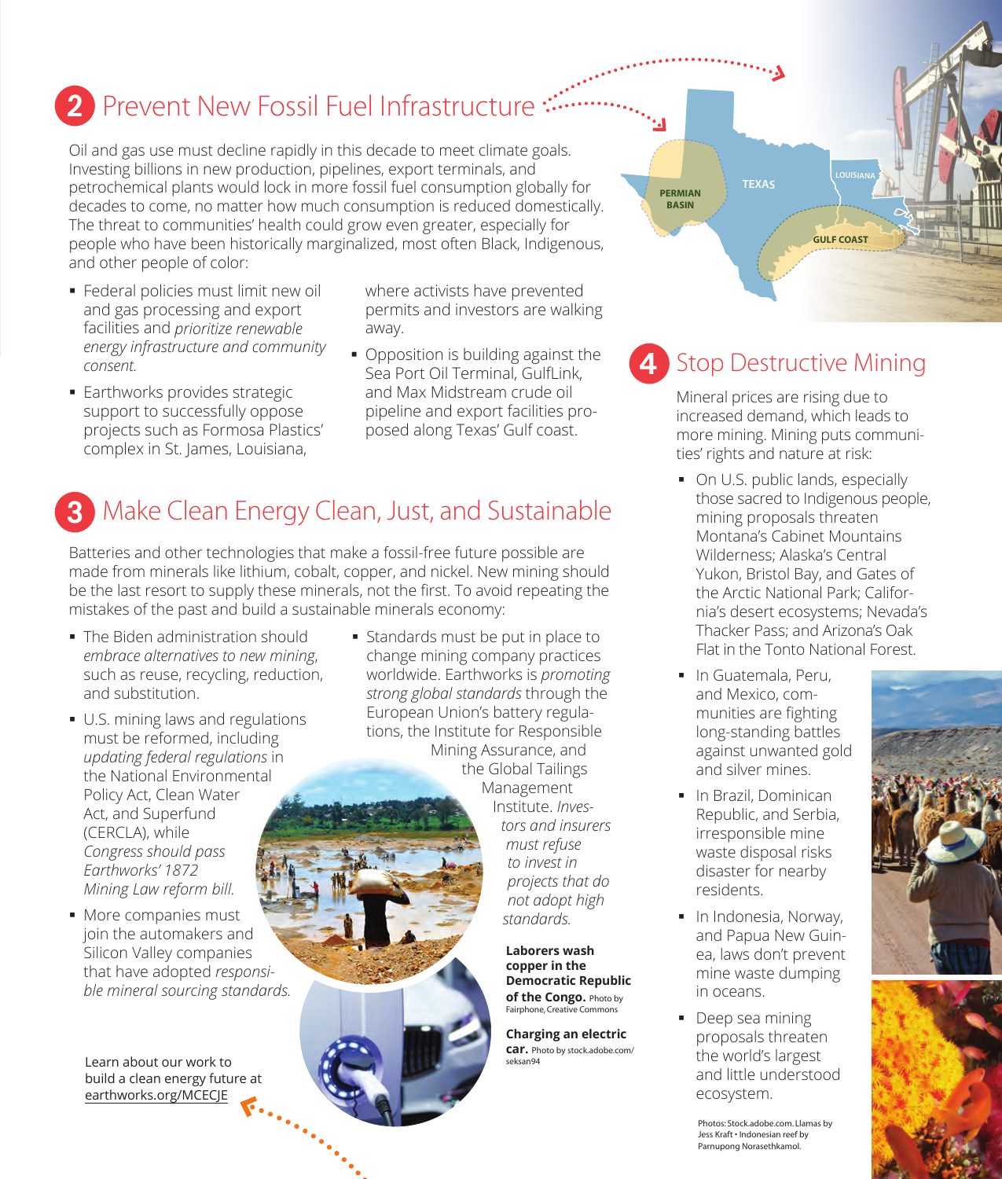## 2 Prevent New Fossil Fuel Infrastructure

Oil and gas use must decline rapidly in this decade to meet climate goals. Investing billions in new production, pipelines, export terminals, and petrochemical plants would lock in more fossil fuel consumption globally for decades to come, no matter how much consumption is reduced domestically. The threat to communities' health could grow even greater, especially for people who have been historically marginalized, most often Black, Indigenous, and other people of color:

- Federal policies must limit new oil and gas processing and export facilities and *prioritize renewable energy infrastructure and community consent.*
- Earthworks provides strategic support to successfully oppose projects such as Formosa Plastics' complex in St. James, Louisiana, where activists have prevented permits and investors are walking away.
- Opposition is building against the Sea Port Oil Terminal, GulfLink, and Max Midstream crude oil pipeline and export facilities proposed along Texas' Gulf coast.

PERMIAN BASIN
TEXAS
LOUISIANA
GULF COAST

## 3 Make Clean Energy Clean, Just, and Sustainable

Batteries and other technologies that make a fossil-free future possible are made from minerals like lithium, cobalt, copper, and nickel. New mining should be the last resort to supply these minerals, not the first. To avoid repeating the mistakes of the past and build a sustainable minerals economy:

- The Biden administration should *embrace alternatives to new mining*, such as reuse, recycling, reduction, and substitution.
- U.S. mining laws and regulations must be reformed, including *updating federal regulations* in the National Environmental Policy Act, Clean Water Act, and Superfund (CERCLA), while *Congress should pass Earthworks' 1872 Mining Law reform bill.*
- More companies must join the automakers and Silicon Valley companies that have adopted *responsible mineral sourcing standards.*
- Standards must be put in place to change mining company practices worldwide. Earthworks is *promoting strong global standards* through the European Union's battery regulations, the Institute for Responsible Mining Assurance, and the Global Tailings Management Institute. *Investors and insurers must refuse to invest in projects that do not adopt high standards.*

**Laborers wash copper in the Democratic Republic of the Congo.** Photo by Fairphone, Creative Commons

**Charging an electric car.** Photo by stock.adobe.com/seksan94

Learn about our work to build a clean energy future at earthworks.org/MCECJE

## 4 Stop Destructive Mining

Mineral prices are rising due to increased demand, which leads to more mining. Mining puts communities' rights and nature at risk:

- On U.S. public lands, especially those sacred to Indigenous people, mining proposals threaten Montana's Cabinet Mountains Wilderness; Alaska's Central Yukon, Bristol Bay, and Gates of the Arctic National Park; California's desert ecosystems; Nevada's Thacker Pass; and Arizona's Oak Flat in the Tonto National Forest.
- In Guatemala, Peru, and Mexico, communities are fighting long-standing battles against unwanted gold and silver mines.
- In Brazil, Dominican Republic, and Serbia, irresponsible mine waste disposal risks disaster for nearby residents.
- In Indonesia, Norway, and Papua New Guinea, laws don't prevent mine waste dumping in oceans.
- Deep sea mining proposals threaten the world's largest and little understood ecosystem.

Photos: Stock.adobe.com. Llamas by Jess Kraft • Indonesian reef by Parnupong Norasethkamol.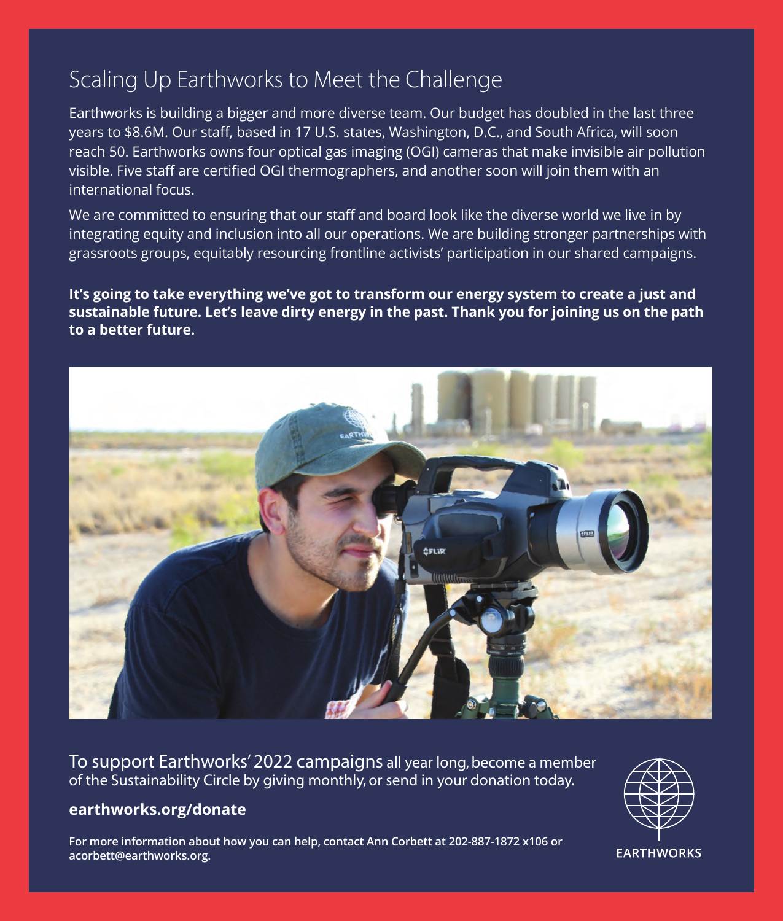# Scaling Up Earthworks to Meet the Challenge

Earthworks is building a bigger and more diverse team. Our budget has doubled in the last three years to $8.6M. Our staff, based in 17 U.S. states, Washington, D.C., and South Africa, will soon reach 50. Earthworks owns four optical gas imaging (OGI) cameras that make invisible air pollution visible. Five staff are certified OGI thermographers, and another soon will join them with an international focus.

We are committed to ensuring that our staff and board look like the diverse world we live in by integrating equity and inclusion into all our operations. We are building stronger partnerships with grassroots groups, equitably resourcing frontline activists' participation in our shared campaigns.

**It's going to take everything we've got to transform our energy system to create a just and sustainable future. Let's leave dirty energy in the past. Thank you for joining us on the path to a better future.**

To support Earthworks' 2022 campaigns all year long, become a member of the Sustainability Circle by giving monthly, or send in your donation today.

**earthworks.org/donate**

**For more information about how you can help, contact Ann Corbett at 202-887-1872 x106 or acorbett@earthworks.org.**

EARTHWORKS